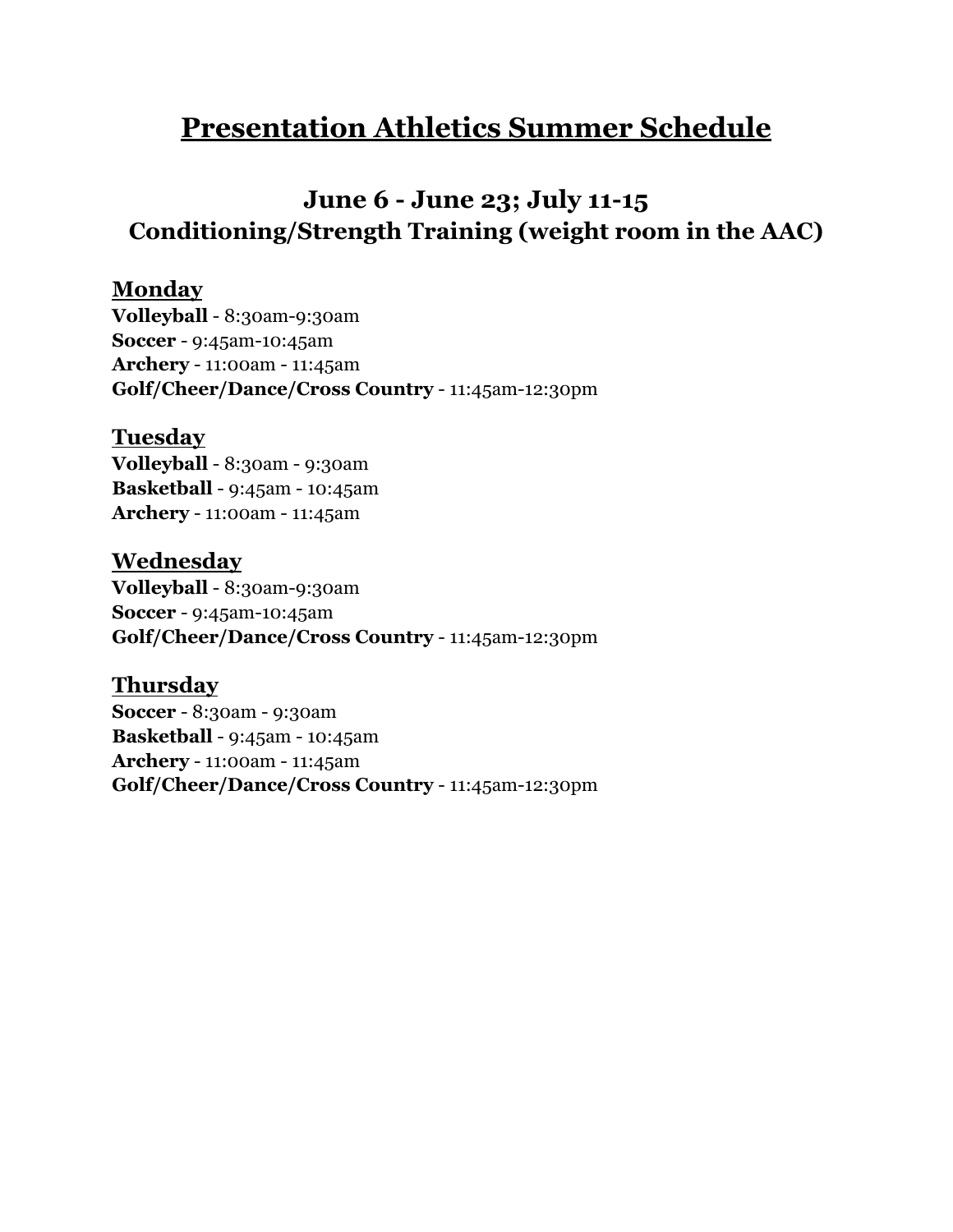# Presentation Athletics Summer Schedule

## June 6 - June 23; July 11-15
## Conditioning/Strength Training (weight room in the AAC)

### Monday

**Volleyball** - 8:30am-9:30am
**Soccer** - 9:45am-10:45am
**Archery** - 11:00am - 11:45am
**Golf/Cheer/Dance/Cross Country** - 11:45am-12:30pm

### Tuesday

**Volleyball** - 8:30am - 9:30am
**Basketball** - 9:45am - 10:45am
**Archery** - 11:00am - 11:45am

### Wednesday

**Volleyball** - 8:30am-9:30am
**Soccer** - 9:45am-10:45am
**Golf/Cheer/Dance/Cross Country** - 11:45am-12:30pm

### Thursday

**Soccer** - 8:30am - 9:30am
**Basketball** - 9:45am - 10:45am
**Archery** - 11:00am - 11:45am
**Golf/Cheer/Dance/Cross Country** - 11:45am-12:30pm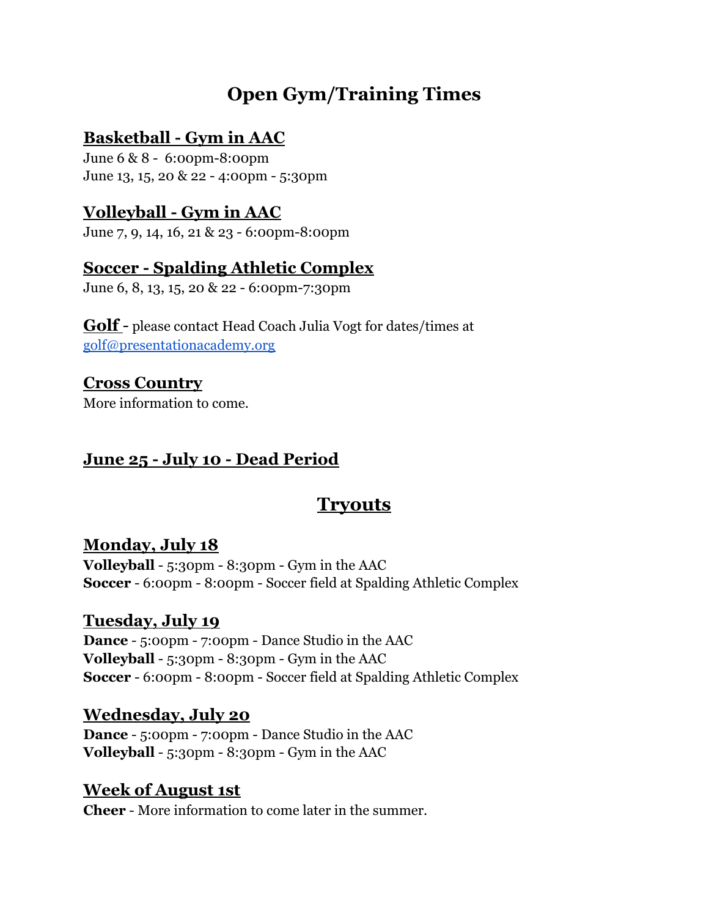# Open Gym/Training Times

## Basketball - Gym in AAC

June 6 & 8 - 6:00pm-8:00pm
June 13, 15, 20 & 22 - 4:00pm - 5:30pm

## Volleyball - Gym in AAC

June 7, 9, 14, 16, 21 & 23 - 6:00pm-8:00pm

## Soccer - Spalding Athletic Complex

June 6, 8, 13, 15, 20 & 22 - 6:00pm-7:30pm

**Golf** - please contact Head Coach Julia Vogt for dates/times at golf@presentationacademy.org

## Cross Country

More information to come.

## June 25 - July 10 - Dead Period

# Tryouts

## Monday, July 18

**Volleyball** - 5:30pm - 8:30pm - Gym in the AAC
**Soccer** - 6:00pm - 8:00pm - Soccer field at Spalding Athletic Complex

## Tuesday, July 19

**Dance** - 5:00pm - 7:00pm - Dance Studio in the AAC
**Volleyball** - 5:30pm - 8:30pm - Gym in the AAC
**Soccer** - 6:00pm - 8:00pm - Soccer field at Spalding Athletic Complex

## Wednesday, July 20

**Dance** - 5:00pm - 7:00pm - Dance Studio in the AAC
**Volleyball** - 5:30pm - 8:30pm - Gym in the AAC

## Week of August 1st

**Cheer** - More information to come later in the summer.